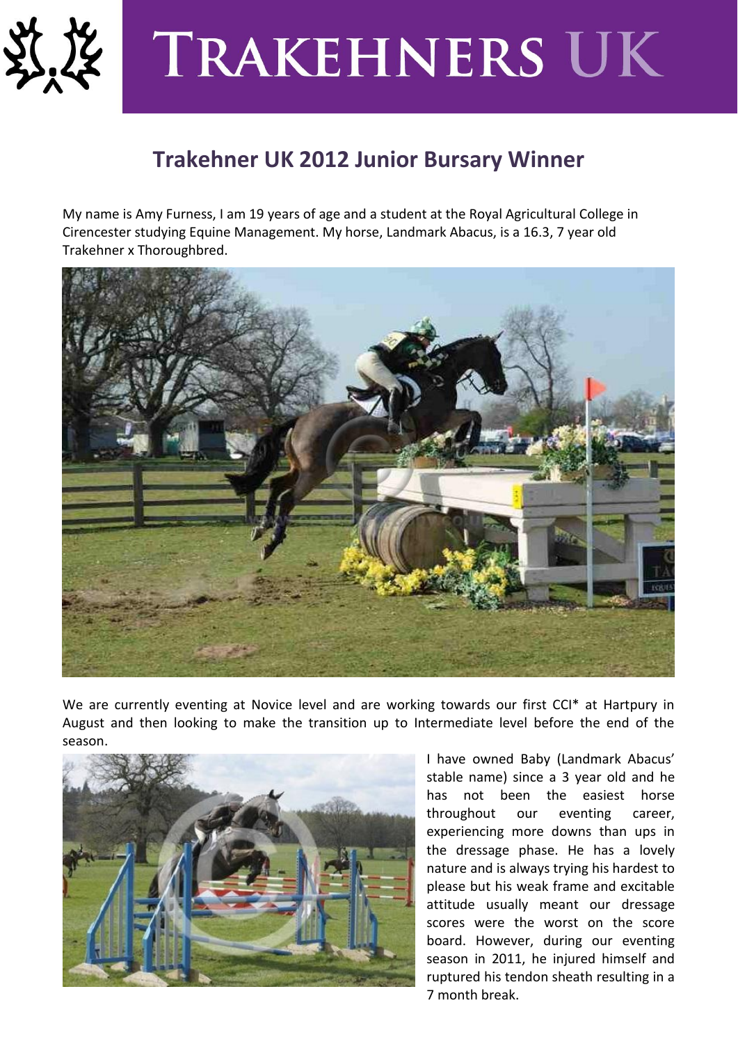# TRAKEHNERS UK

## Trakehner UK 2012 Junior Bursary Winner

My name is Amy Furness, I am 19 years of age and a student at the Royal Agricultural College in Cirencester studying Equine Management. My horse, Landmark Abacus, is a 16.3, 7 year old Trakehner x Thoroughbred.

We are currently eventing at Novice level and are working towards our first CCI* at Hartpury in August and then looking to make the transition up to Intermediate level before the end of the season.

I have owned Baby (Landmark Abacus' stable name) since a 3 year old and he has not been the easiest horse throughout our eventing career, experiencing more downs than ups in the dressage phase. He has a lovely nature and is always trying his hardest to please but his weak frame and excitable attitude usually meant our dressage scores were the worst on the score board. However, during our eventing season in 2011, he injured himself and ruptured his tendon sheath resulting in a 7 month break.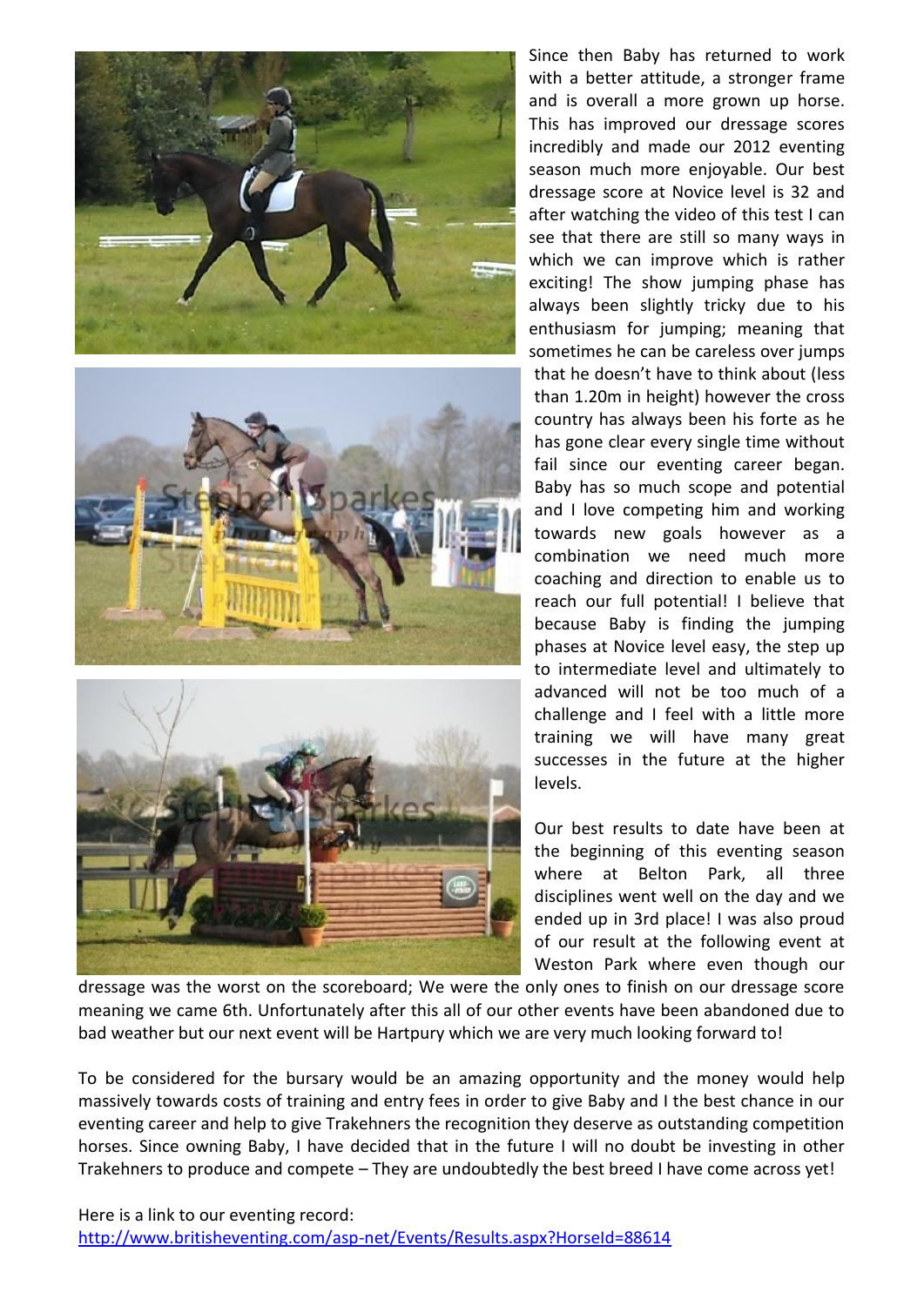Since then Baby has returned to work with a better attitude, a stronger frame and is overall a more grown up horse. This has improved our dressage scores incredibly and made our 2012 eventing season much more enjoyable. Our best dressage score at Novice level is 32 and after watching the video of this test I can see that there are still so many ways in which we can improve which is rather exciting! The show jumping phase has always been slightly tricky due to his enthusiasm for jumping; meaning that sometimes he can be careless over jumps that he doesn't have to think about (less than 1.20m in height) however the cross country has always been his forte as he has gone clear every single time without fail since our eventing career began. Baby has so much scope and potential and I love competing him and working towards new goals however as a combination we need much more coaching and direction to enable us to reach our full potential! I believe that because Baby is finding the jumping phases at Novice level easy, the step up to intermediate level and ultimately to advanced will not be too much of a challenge and I feel with a little more training we will have many great successes in the future at the higher levels.

Our best results to date have been at the beginning of this eventing season where at Belton Park, all three disciplines went well on the day and we ended up in 3rd place! I was also proud of our result at the following event at Weston Park where even though our dressage was the worst on the scoreboard; We were the only ones to finish on our dressage score meaning we came 6th. Unfortunately after this all of our other events have been abandoned due to bad weather but our next event will be Hartpury which we are very much looking forward to!

To be considered for the bursary would be an amazing opportunity and the money would help massively towards costs of training and entry fees in order to give Baby and I the best chance in our eventing career and help to give Trakehners the recognition they deserve as outstanding competition horses. Since owning Baby, I have decided that in the future I will no doubt be investing in other Trakehners to produce and compete – They are undoubtedly the best breed I have come across yet!

Here is a link to our eventing record:
http://www.britisheventing.com/asp-net/Events/Results.aspx?HorseId=88614